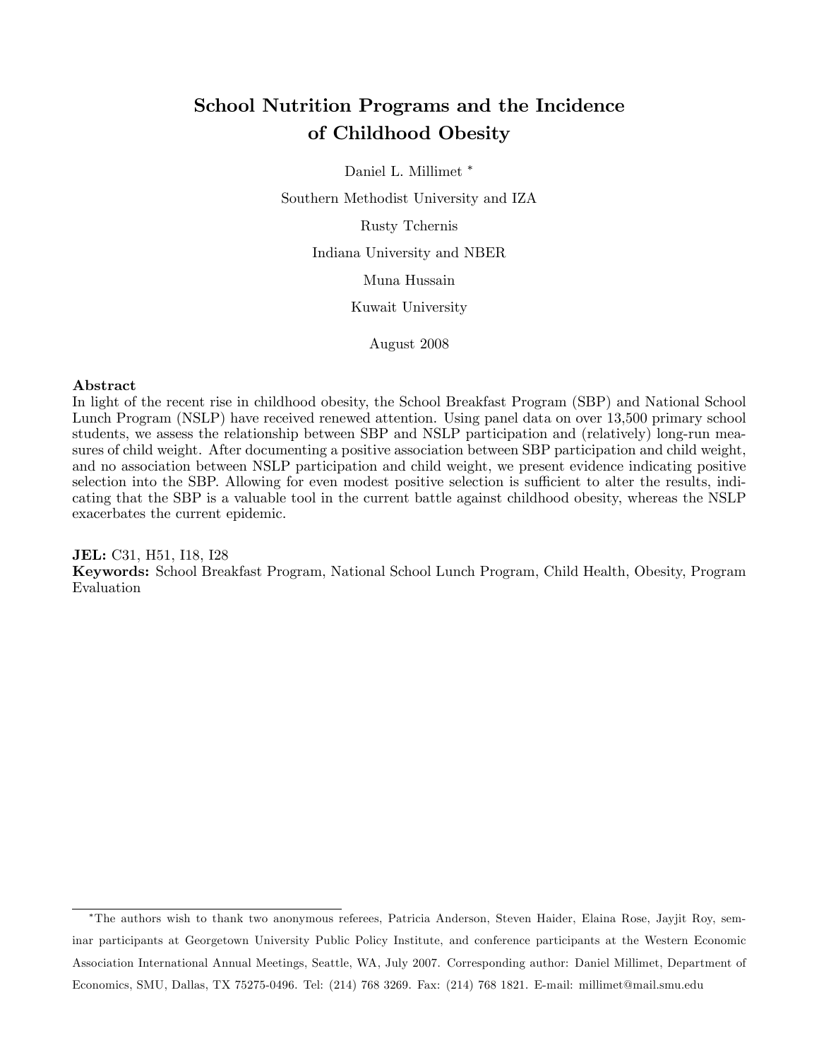# School Nutrition Programs and the Incidence of Childhood Obesity

Daniel L. Millimet [*]

Southern Methodist University and IZA

Rusty Tchernis

Indiana University and NBER

Muna Hussain

Kuwait University

August 2008

## Abstract

In light of the recent rise in childhood obesity, the School Breakfast Program (SBP) and National School Lunch Program (NSLP) have received renewed attention. Using panel data on over 13,500 primary school students, we assess the relationship between SBP and NSLP participation and (relatively) long-run measures of child weight. After documenting a positive association between SBP participation and child weight, and no association between NSLP participation and child weight, we present evidence indicating positive selection into the SBP. Allowing for even modest positive selection is sufficient to alter the results, indicating that the SBP is a valuable tool in the current battle against childhood obesity, whereas the NSLP exacerbates the current epidemic.

**JEL:** C31, H51, I18, I28

**Keywords:** School Breakfast Program, National School Lunch Program, Child Health, Obesity, Program Evaluation

---

[*] The authors wish to thank two anonymous referees, Patricia Anderson, Steven Haider, Elaina Rose, Jayjit Roy, seminar participants at Georgetown University Public Policy Institute, and conference participants at the Western Economic Association International Annual Meetings, Seattle, WA, July 2007. Corresponding author: Daniel Millimet, Department of Economics, SMU, Dallas, TX 75275-0496. Tel: (214) 768 3269. Fax: (214) 768 1821. E-mail: millimet@mail.smu.edu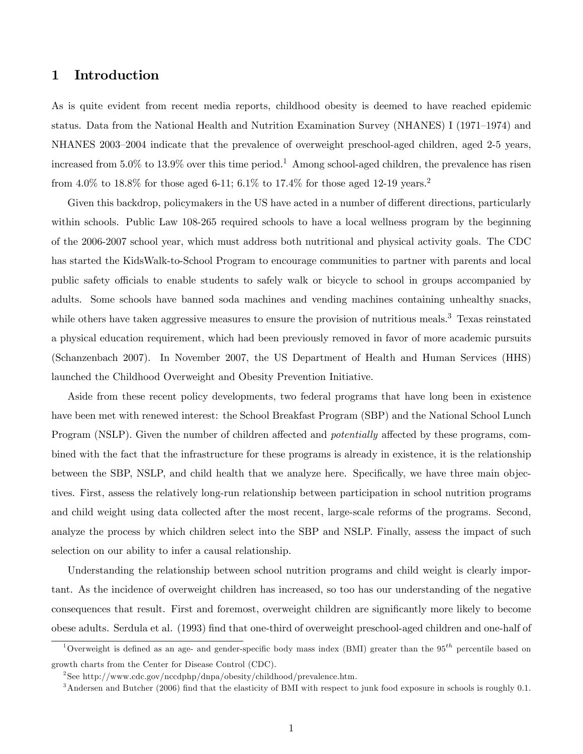# 1 Introduction

As is quite evident from recent media reports, childhood obesity is deemed to have reached epidemic status. Data from the National Health and Nutrition Examination Survey (NHANES) I (1971–1974) and NHANES 2003–2004 indicate that the prevalence of overweight preschool-aged children, aged 2-5 years, increased from 5.0% to 13.9% over this time period.[1] Among school-aged children, the prevalence has risen from 4.0% to 18.8% for those aged 6-11; 6.1% to 17.4% for those aged 12-19 years.[2]

Given this backdrop, policymakers in the US have acted in a number of different directions, particularly within schools. Public Law 108-265 required schools to have a local wellness program by the beginning of the 2006-2007 school year, which must address both nutritional and physical activity goals. The CDC has started the KidsWalk-to-School Program to encourage communities to partner with parents and local public safety officials to enable students to safely walk or bicycle to school in groups accompanied by adults. Some schools have banned soda machines and vending machines containing unhealthy snacks, while others have taken aggressive measures to ensure the provision of nutritious meals.[3] Texas reinstated a physical education requirement, which had been previously removed in favor of more academic pursuits (Schanzenbach 2007). In November 2007, the US Department of Health and Human Services (HHS) launched the Childhood Overweight and Obesity Prevention Initiative.

Aside from these recent policy developments, two federal programs that have long been in existence have been met with renewed interest: the School Breakfast Program (SBP) and the National School Lunch Program (NSLP). Given the number of children affected and *potentially* affected by these programs, combined with the fact that the infrastructure for these programs is already in existence, it is the relationship between the SBP, NSLP, and child health that we analyze here. Specifically, we have three main objectives. First, assess the relatively long-run relationship between participation in school nutrition programs and child weight using data collected after the most recent, large-scale reforms of the programs. Second, analyze the process by which children select into the SBP and NSLP. Finally, assess the impact of such selection on our ability to infer a causal relationship.

Understanding the relationship between school nutrition programs and child weight is clearly important. As the incidence of overweight children has increased, so too has our understanding of the negative consequences that result. First and foremost, overweight children are significantly more likely to become obese adults. Serdula et al. (1993) find that one-third of overweight preschool-aged children and one-half of

---

[1] Overweight is defined as an age- and gender-specific body mass index (BMI) greater than the $95^{th}$ percentile based on growth charts from the Center for Disease Control (CDC).

[2] See http://www.cdc.gov/nccdphp/dnpa/obesity/childhood/prevalence.htm.

[3] Andersen and Butcher (2006) find that the elasticity of BMI with respect to junk food exposure in schools is roughly 0.1.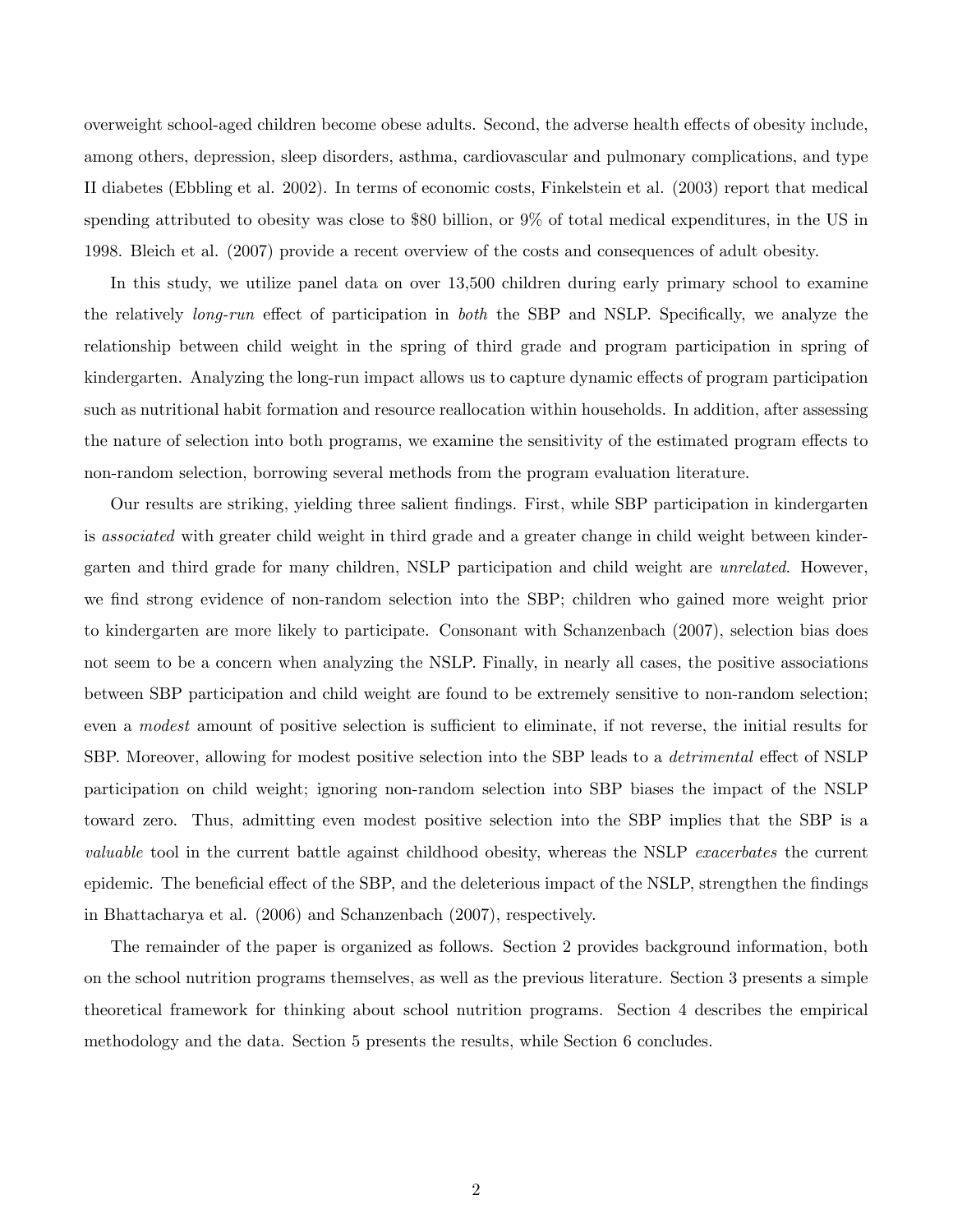overweight school-aged children become obese adults. Second, the adverse health effects of obesity include, among others, depression, sleep disorders, asthma, cardiovascular and pulmonary complications, and type II diabetes (Ebbling et al. 2002). In terms of economic costs, Finkelstein et al. (2003) report that medical spending attributed to obesity was close to $80 billion, or 9% of total medical expenditures, in the US in 1998. Bleich et al. (2007) provide a recent overview of the costs and consequences of adult obesity.

In this study, we utilize panel data on over 13,500 children during early primary school to examine the relatively *long-run* effect of participation in *both* the SBP and NSLP. Specifically, we analyze the relationship between child weight in the spring of third grade and program participation in spring of kindergarten. Analyzing the long-run impact allows us to capture dynamic effects of program participation such as nutritional habit formation and resource reallocation within households. In addition, after assessing the nature of selection into both programs, we examine the sensitivity of the estimated program effects to non-random selection, borrowing several methods from the program evaluation literature.

Our results are striking, yielding three salient findings. First, while SBP participation in kindergarten is *associated* with greater child weight in third grade and a greater change in child weight between kindergarten and third grade for many children, NSLP participation and child weight are *unrelated*. However, we find strong evidence of non-random selection into the SBP; children who gained more weight prior to kindergarten are more likely to participate. Consonant with Schanzenbach (2007), selection bias does not seem to be a concern when analyzing the NSLP. Finally, in nearly all cases, the positive associations between SBP participation and child weight are found to be extremely sensitive to non-random selection; even a *modest* amount of positive selection is sufficient to eliminate, if not reverse, the initial results for SBP. Moreover, allowing for modest positive selection into the SBP leads to a *detrimental* effect of NSLP participation on child weight; ignoring non-random selection into SBP biases the impact of the NSLP toward zero. Thus, admitting even modest positive selection into the SBP implies that the SBP is a *valuable* tool in the current battle against childhood obesity, whereas the NSLP *exacerbates* the current epidemic. The beneficial effect of the SBP, and the deleterious impact of the NSLP, strengthen the findings in Bhattacharya et al. (2006) and Schanzenbach (2007), respectively.

The remainder of the paper is organized as follows. Section 2 provides background information, both on the school nutrition programs themselves, as well as the previous literature. Section 3 presents a simple theoretical framework for thinking about school nutrition programs. Section 4 describes the empirical methodology and the data. Section 5 presents the results, while Section 6 concludes.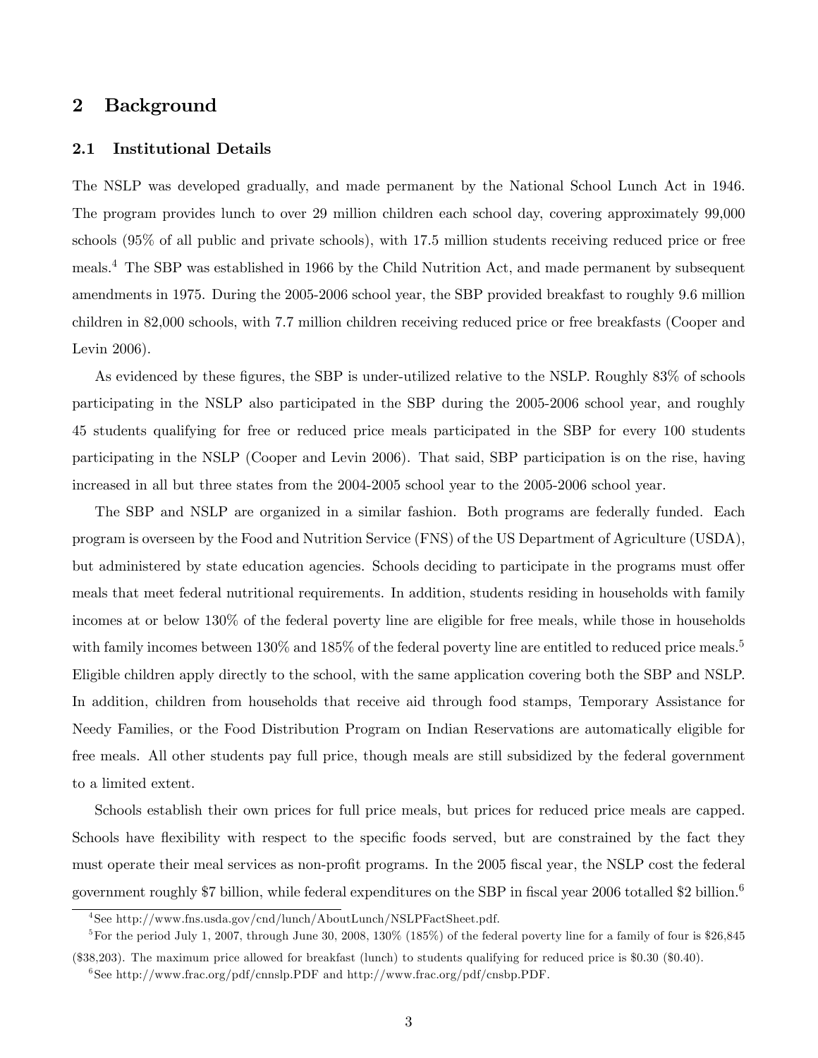## 2 Background

### 2.1 Institutional Details

The NSLP was developed gradually, and made permanent by the National School Lunch Act in 1946. The program provides lunch to over 29 million children each school day, covering approximately 99,000 schools (95% of all public and private schools), with 17.5 million students receiving reduced price or free meals.[4] The SBP was established in 1966 by the Child Nutrition Act, and made permanent by subsequent amendments in 1975. During the 2005-2006 school year, the SBP provided breakfast to roughly 9.6 million children in 82,000 schools, with 7.7 million children receiving reduced price or free breakfasts (Cooper and Levin 2006).

As evidenced by these figures, the SBP is under-utilized relative to the NSLP. Roughly 83% of schools participating in the NSLP also participated in the SBP during the 2005-2006 school year, and roughly 45 students qualifying for free or reduced price meals participated in the SBP for every 100 students participating in the NSLP (Cooper and Levin 2006). That said, SBP participation is on the rise, having increased in all but three states from the 2004-2005 school year to the 2005-2006 school year.

The SBP and NSLP are organized in a similar fashion. Both programs are federally funded. Each program is overseen by the Food and Nutrition Service (FNS) of the US Department of Agriculture (USDA), but administered by state education agencies. Schools deciding to participate in the programs must offer meals that meet federal nutritional requirements. In addition, students residing in households with family incomes at or below 130% of the federal poverty line are eligible for free meals, while those in households with family incomes between 130% and 185% of the federal poverty line are entitled to reduced price meals.[5] Eligible children apply directly to the school, with the same application covering both the SBP and NSLP. In addition, children from households that receive aid through food stamps, Temporary Assistance for Needy Families, or the Food Distribution Program on Indian Reservations are automatically eligible for free meals. All other students pay full price, though meals are still subsidized by the federal government to a limited extent.

Schools establish their own prices for full price meals, but prices for reduced price meals are capped. Schools have flexibility with respect to the specific foods served, but are constrained by the fact they must operate their meal services as non-profit programs. In the 2005 fiscal year, the NSLP cost the federal government roughly $7 billion, while federal expenditures on the SBP in fiscal year 2006 totalled $2 billion.[6]

[4] See http://www.fns.usda.gov/cnd/lunch/AboutLunch/NSLPFactSheet.pdf.

[5] For the period July 1, 2007, through June 30, 2008, 130% (185%) of the federal poverty line for a family of four is $26,845 ($38,203). The maximum price allowed for breakfast (lunch) to students qualifying for reduced price is $0.30 ($0.40).

[6] See http://www.frac.org/pdf/cnnslp.PDF and http://www.frac.org/pdf/cnsbp.PDF.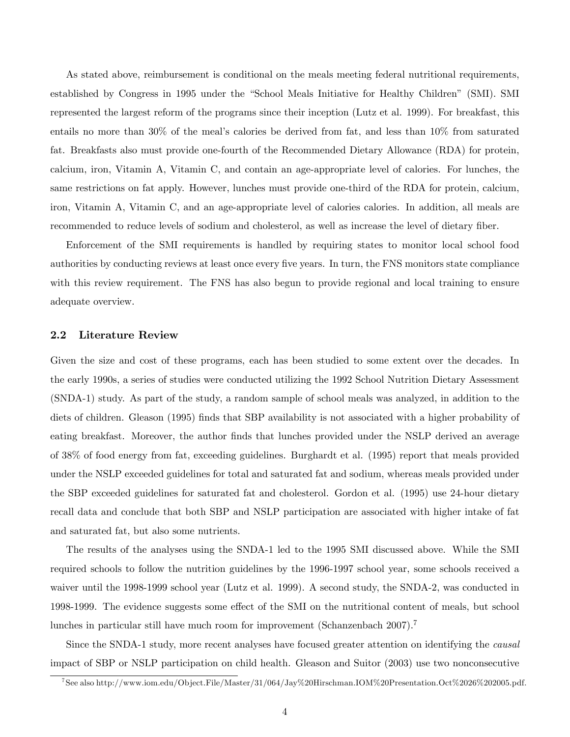As stated above, reimbursement is conditional on the meals meeting federal nutritional requirements, established by Congress in 1995 under the "School Meals Initiative for Healthy Children" (SMI). SMI represented the largest reform of the programs since their inception (Lutz et al. 1999). For breakfast, this entails no more than 30% of the meal's calories be derived from fat, and less than 10% from saturated fat. Breakfasts also must provide one-fourth of the Recommended Dietary Allowance (RDA) for protein, calcium, iron, Vitamin A, Vitamin C, and contain an age-appropriate level of calories. For lunches, the same restrictions on fat apply. However, lunches must provide one-third of the RDA for protein, calcium, iron, Vitamin A, Vitamin C, and an age-appropriate level of calories calories. In addition, all meals are recommended to reduce levels of sodium and cholesterol, as well as increase the level of dietary fiber.

Enforcement of the SMI requirements is handled by requiring states to monitor local school food authorities by conducting reviews at least once every five years. In turn, the FNS monitors state compliance with this review requirement. The FNS has also begun to provide regional and local training to ensure adequate overview.

### 2.2 Literature Review

Given the size and cost of these programs, each has been studied to some extent over the decades. In the early 1990s, a series of studies were conducted utilizing the 1992 School Nutrition Dietary Assessment (SNDA-1) study. As part of the study, a random sample of school meals was analyzed, in addition to the diets of children. Gleason (1995) finds that SBP availability is not associated with a higher probability of eating breakfast. Moreover, the author finds that lunches provided under the NSLP derived an average of 38% of food energy from fat, exceeding guidelines. Burghardt et al. (1995) report that meals provided under the NSLP exceeded guidelines for total and saturated fat and sodium, whereas meals provided under the SBP exceeded guidelines for saturated fat and cholesterol. Gordon et al. (1995) use 24-hour dietary recall data and conclude that both SBP and NSLP participation are associated with higher intake of fat and saturated fat, but also some nutrients.

The results of the analyses using the SNDA-1 led to the 1995 SMI discussed above. While the SMI required schools to follow the nutrition guidelines by the 1996-1997 school year, some schools received a waiver until the 1998-1999 school year (Lutz et al. 1999). A second study, the SNDA-2, was conducted in 1998-1999. The evidence suggests some effect of the SMI on the nutritional content of meals, but school lunches in particular still have much room for improvement (Schanzenbach 2007).[7]

Since the SNDA-1 study, more recent analyses have focused greater attention on identifying the *causal* impact of SBP or NSLP participation on child health. Gleason and Suitor (2003) use two nonconsecutive

[7] See also http://www.iom.edu/Object.File/Master/31/064/Jay%20Hirschman.IOM%20Presentation.Oct%2026%202005.pdf.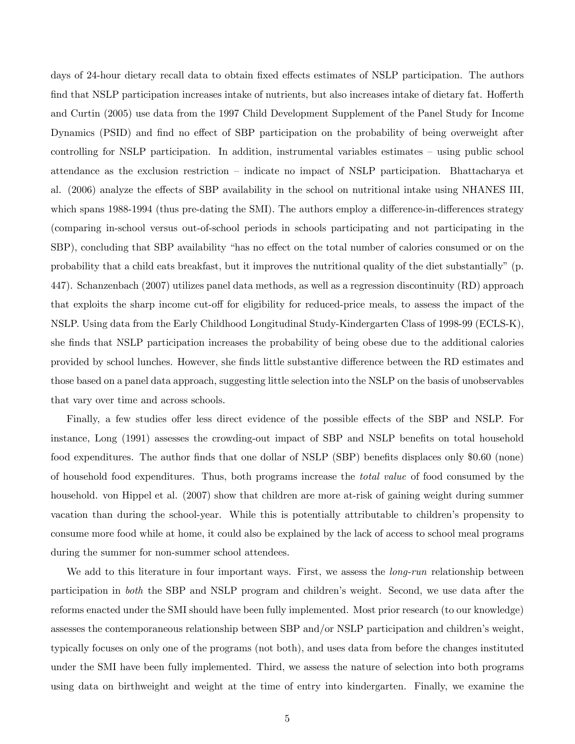days of 24-hour dietary recall data to obtain fixed effects estimates of NSLP participation. The authors find that NSLP participation increases intake of nutrients, but also increases intake of dietary fat. Hofferth and Curtin (2005) use data from the 1997 Child Development Supplement of the Panel Study for Income Dynamics (PSID) and find no effect of SBP participation on the probability of being overweight after controlling for NSLP participation. In addition, instrumental variables estimates – using public school attendance as the exclusion restriction – indicate no impact of NSLP participation. Bhattacharya et al. (2006) analyze the effects of SBP availability in the school on nutritional intake using NHANES III, which spans 1988-1994 (thus pre-dating the SMI). The authors employ a difference-in-differences strategy (comparing in-school versus out-of-school periods in schools participating and not participating in the SBP), concluding that SBP availability "has no effect on the total number of calories consumed or on the probability that a child eats breakfast, but it improves the nutritional quality of the diet substantially" (p. 447). Schanzenbach (2007) utilizes panel data methods, as well as a regression discontinuity (RD) approach that exploits the sharp income cut-off for eligibility for reduced-price meals, to assess the impact of the NSLP. Using data from the Early Childhood Longitudinal Study-Kindergarten Class of 1998-99 (ECLS-K), she finds that NSLP participation increases the probability of being obese due to the additional calories provided by school lunches. However, she finds little substantive difference between the RD estimates and those based on a panel data approach, suggesting little selection into the NSLP on the basis of unobservables that vary over time and across schools.

Finally, a few studies offer less direct evidence of the possible effects of the SBP and NSLP. For instance, Long (1991) assesses the crowding-out impact of SBP and NSLP benefits on total household food expenditures. The author finds that one dollar of NSLP (SBP) benefits displaces only \$0.60 (none) of household food expenditures. Thus, both programs increase the *total value* of food consumed by the household. von Hippel et al. (2007) show that children are more at-risk of gaining weight during summer vacation than during the school-year. While this is potentially attributable to children's propensity to consume more food while at home, it could also be explained by the lack of access to school meal programs during the summer for non-summer school attendees.

We add to this literature in four important ways. First, we assess the *long-run* relationship between participation in *both* the SBP and NSLP program and children's weight. Second, we use data after the reforms enacted under the SMI should have been fully implemented. Most prior research (to our knowledge) assesses the contemporaneous relationship between SBP and/or NSLP participation and children's weight, typically focuses on only one of the programs (not both), and uses data from before the changes instituted under the SMI have been fully implemented. Third, we assess the nature of selection into both programs using data on birthweight and weight at the time of entry into kindergarten. Finally, we examine the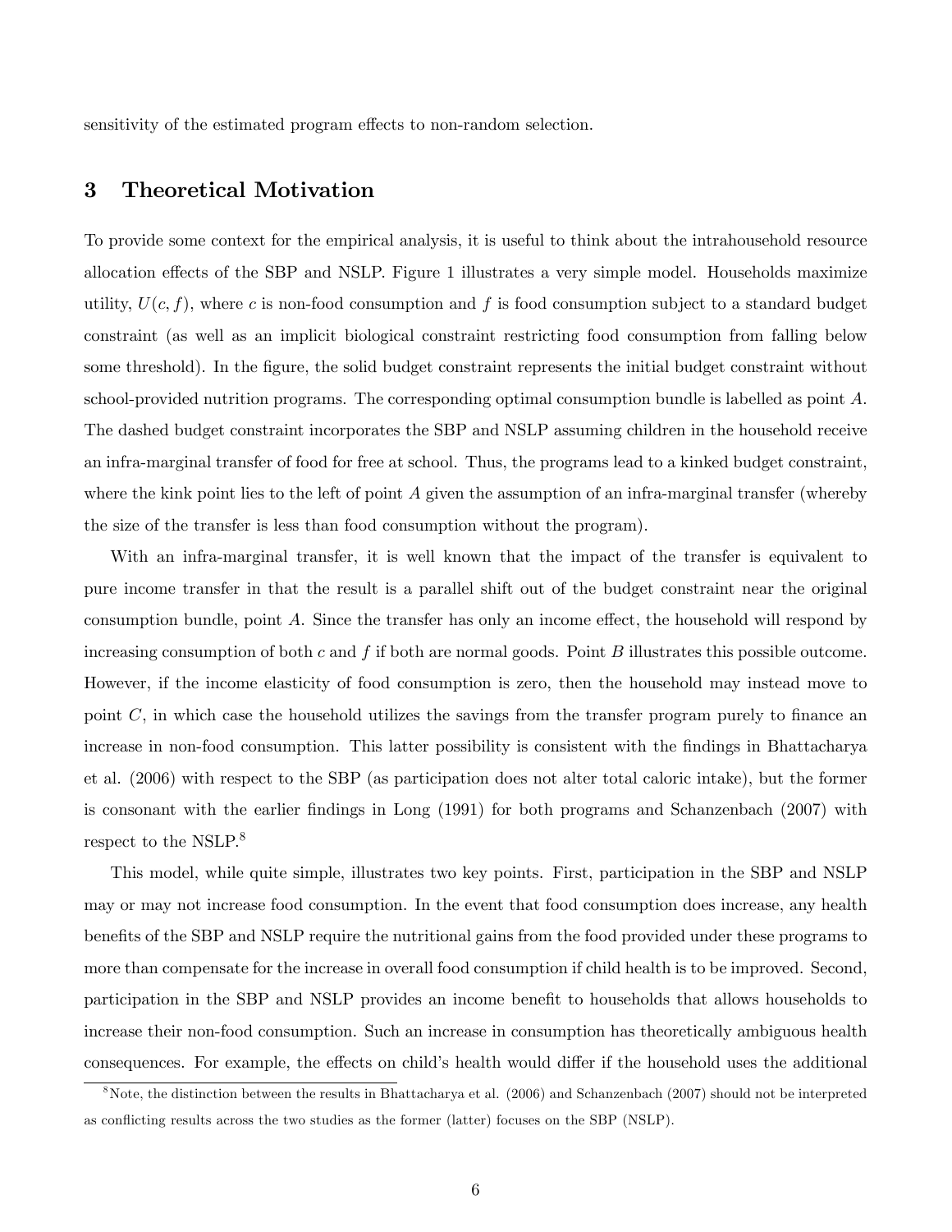sensitivity of the estimated program effects to non-random selection.

## 3 Theoretical Motivation

To provide some context for the empirical analysis, it is useful to think about the intrahousehold resource allocation effects of the SBP and NSLP. Figure 1 illustrates a very simple model. Households maximize utility, $U(c, f)$, where $c$ is non-food consumption and $f$ is food consumption subject to a standard budget constraint (as well as an implicit biological constraint restricting food consumption from falling below some threshold). In the figure, the solid budget constraint represents the initial budget constraint without school-provided nutrition programs. The corresponding optimal consumption bundle is labelled as point $A$. The dashed budget constraint incorporates the SBP and NSLP assuming children in the household receive an infra-marginal transfer of food for free at school. Thus, the programs lead to a kinked budget constraint, where the kink point lies to the left of point $A$ given the assumption of an infra-marginal transfer (whereby the size of the transfer is less than food consumption without the program).

With an infra-marginal transfer, it is well known that the impact of the transfer is equivalent to pure income transfer in that the result is a parallel shift out of the budget constraint near the original consumption bundle, point $A$. Since the transfer has only an income effect, the household will respond by increasing consumption of both $c$ and $f$ if both are normal goods. Point $B$ illustrates this possible outcome. However, if the income elasticity of food consumption is zero, then the household may instead move to point $C$, in which case the household utilizes the savings from the transfer program purely to finance an increase in non-food consumption. This latter possibility is consistent with the findings in Bhattacharya et al. (2006) with respect to the SBP (as participation does not alter total caloric intake), but the former is consonant with the earlier findings in Long (1991) for both programs and Schanzenbach (2007) with respect to the NSLP.[8]

This model, while quite simple, illustrates two key points. First, participation in the SBP and NSLP may or may not increase food consumption. In the event that food consumption does increase, any health benefits of the SBP and NSLP require the nutritional gains from the food provided under these programs to more than compensate for the increase in overall food consumption if child health is to be improved. Second, participation in the SBP and NSLP provides an income benefit to households that allows households to increase their non-food consumption. Such an increase in consumption has theoretically ambiguous health consequences. For example, the effects on child's health would differ if the household uses the additional

[8] Note, the distinction between the results in Bhattacharya et al. (2006) and Schanzenbach (2007) should not be interpreted as conflicting results across the two studies as the former (latter) focuses on the SBP (NSLP).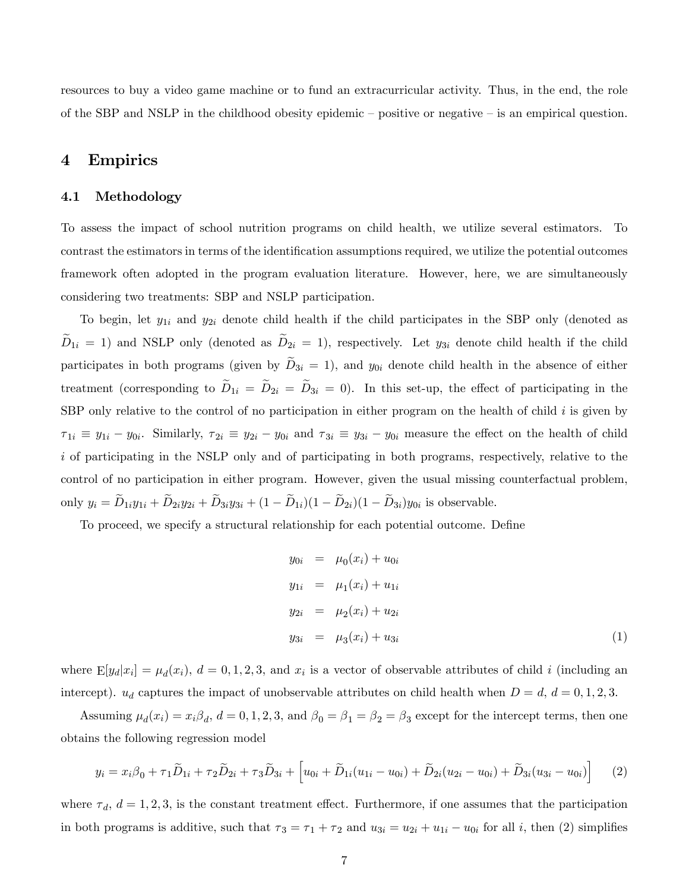resources to buy a video game machine or to fund an extracurricular activity. Thus, in the end, the role of the SBP and NSLP in the childhood obesity epidemic – positive or negative – is an empirical question.

# 4 Empirics

## 4.1 Methodology

To assess the impact of school nutrition programs on child health, we utilize several estimators. To contrast the estimators in terms of the identification assumptions required, we utilize the potential outcomes framework often adopted in the program evaluation literature. However, here, we are simultaneously considering two treatments: SBP and NSLP participation.

To begin, let $y_{1i}$ and $y_{2i}$ denote child health if the child participates in the SBP only (denoted as $\widetilde{D}_{1i} = 1$) and NSLP only (denoted as $\widetilde{D}_{2i} = 1$), respectively. Let $y_{3i}$ denote child health if the child participates in both programs (given by $\widetilde{D}_{3i} = 1$), and $y_{0i}$ denote child health in the absence of either treatment (corresponding to $\widetilde{D}_{1i} = \widetilde{D}_{2i} = \widetilde{D}_{3i} = 0$). In this set-up, the effect of participating in the SBP only relative to the control of no participation in either program on the health of child $i$ is given by $\tau_{1i} \equiv y_{1i} - y_{0i}$. Similarly, $\tau_{2i} \equiv y_{2i} - y_{0i}$ and $\tau_{3i} \equiv y_{3i} - y_{0i}$ measure the effect on the health of child $i$ of participating in the NSLP only and of participating in both programs, respectively, relative to the control of no participation in either program. However, given the usual missing counterfactual problem, only $y_i = \widetilde{D}_{1i}y_{1i} + \widetilde{D}_{2i}y_{2i} + \widetilde{D}_{3i}y_{3i} + (1 - \widetilde{D}_{1i})(1 - \widetilde{D}_{2i})(1 - \widetilde{D}_{3i})y_{0i}$ is observable.

To proceed, we specify a structural relationship for each potential outcome. Define

$$
\begin{aligned}
y_{0i} &= \mu_0(x_i) + u_{0i} \\
y_{1i} &= \mu_1(x_i) + u_{1i} \\
y_{2i} &= \mu_2(x_i) + u_{2i} \\
y_{3i} &= \mu_3(x_i) + u_{3i}
\end{aligned} \tag{1}
$$

where $\mathrm{E}[y_d|x_i] = \mu_d(x_i)$, $d = 0, 1, 2, 3$, and $x_i$ is a vector of observable attributes of child $i$ (including an intercept). $u_d$ captures the impact of unobservable attributes on child health when $D = d$, $d = 0, 1, 2, 3$.

Assuming $\mu_d(x_i) = x_i\beta_d$, $d = 0, 1, 2, 3$, and $\beta_0 = \beta_1 = \beta_2 = \beta_3$ except for the intercept terms, then one obtains the following regression model

$$
y_i = x_i\beta_0 + \tau_1\widetilde{D}_{1i} + \tau_2\widetilde{D}_{2i} + \tau_3\widetilde{D}_{3i} + \left[u_{0i} + \widetilde{D}_{1i}(u_{1i} - u_{0i}) + \widetilde{D}_{2i}(u_{2i} - u_{0i}) + \widetilde{D}_{3i}(u_{3i} - u_{0i})\right] \tag{2}
$$

where $\tau_d$, $d = 1, 2, 3$, is the constant treatment effect. Furthermore, if one assumes that the participation in both programs is additive, such that $\tau_3 = \tau_1 + \tau_2$ and $u_{3i} = u_{2i} + u_{1i} - u_{0i}$ for all $i$, then (2) simplifies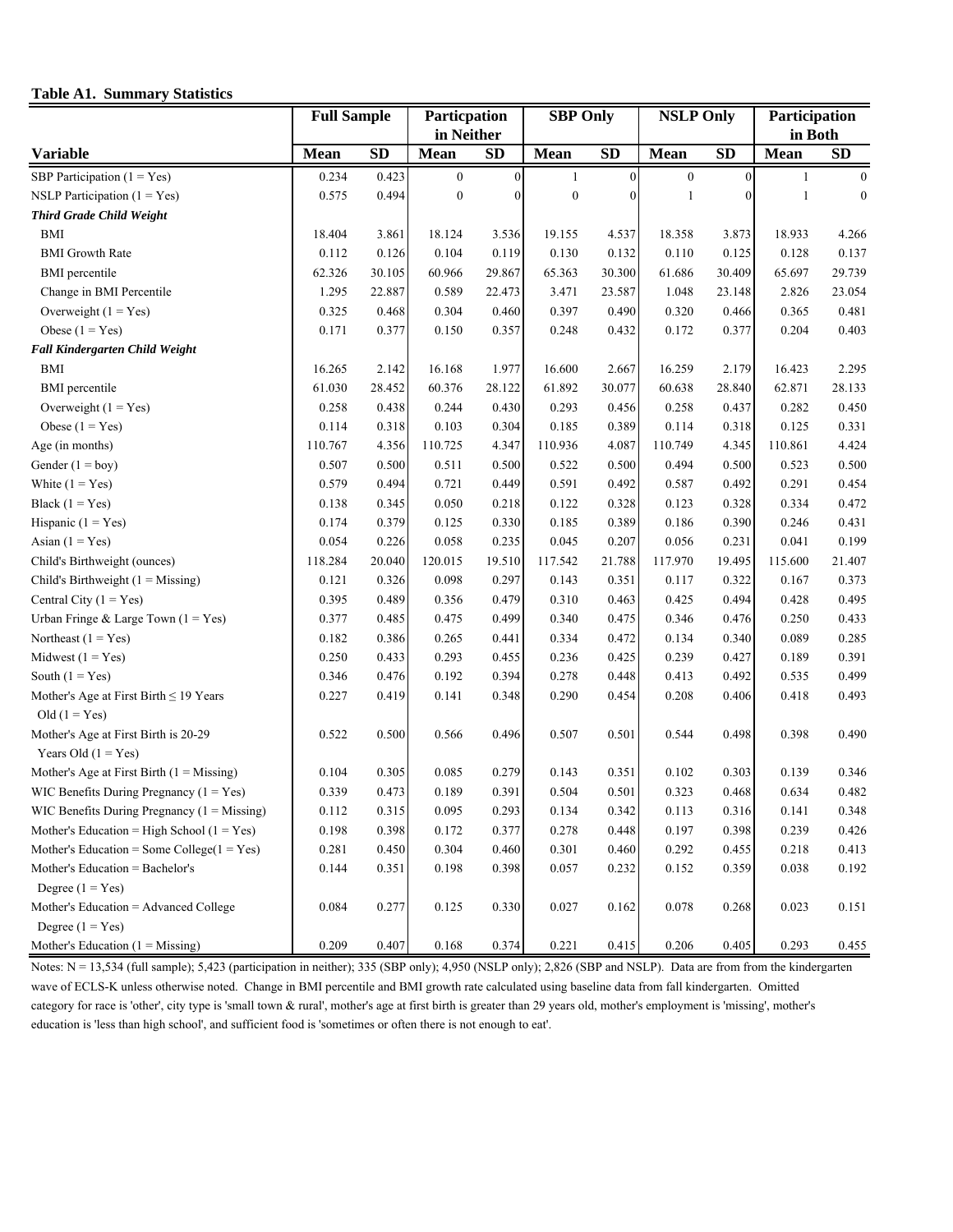**Table A1. Summary Statistics**

| Variable | Full Sample | | Particpation in Neither | | SBP Only | | NSLP Only | | Participation in Both | |
|---|---|---|---|---|---|---|---|---|---|---|
| | Mean | SD | Mean | SD | Mean | SD | Mean | SD | Mean | SD |
| SBP Participation (1 = Yes) | 0.234 | 0.423 | 0 | 0 | 1 | 0 | 0 | 0 | 1 | 0 |
| NSLP Participation (1 = Yes) | 0.575 | 0.494 | 0 | 0 | 0 | 0 | 1 | 0 | 1 | 0 |
| ***Third Grade Child Weight*** | | | | | | | | | | |
| BMI | 18.404 | 3.861 | 18.124 | 3.536 | 19.155 | 4.537 | 18.358 | 3.873 | 18.933 | 4.266 |
| BMI Growth Rate | 0.112 | 0.126 | 0.104 | 0.119 | 0.130 | 0.132 | 0.110 | 0.125 | 0.128 | 0.137 |
| BMI percentile | 62.326 | 30.105 | 60.966 | 29.867 | 65.363 | 30.300 | 61.686 | 30.409 | 65.697 | 29.739 |
| Change in BMI Percentile | 1.295 | 22.887 | 0.589 | 22.473 | 3.471 | 23.587 | 1.048 | 23.148 | 2.826 | 23.054 |
| Overweight (1 = Yes) | 0.325 | 0.468 | 0.304 | 0.460 | 0.397 | 0.490 | 0.320 | 0.466 | 0.365 | 0.481 |
| Obese (1 = Yes) | 0.171 | 0.377 | 0.150 | 0.357 | 0.248 | 0.432 | 0.172 | 0.377 | 0.204 | 0.403 |
| ***Fall Kindergarten Child Weight*** | | | | | | | | | | |
| BMI | 16.265 | 2.142 | 16.168 | 1.977 | 16.600 | 2.667 | 16.259 | 2.179 | 16.423 | 2.295 |
| BMI percentile | 61.030 | 28.452 | 60.376 | 28.122 | 61.892 | 30.077 | 60.638 | 28.840 | 62.871 | 28.133 |
| Overweight (1 = Yes) | 0.258 | 0.438 | 0.244 | 0.430 | 0.293 | 0.456 | 0.258 | 0.437 | 0.282 | 0.450 |
| Obese (1 = Yes) | 0.114 | 0.318 | 0.103 | 0.304 | 0.185 | 0.389 | 0.114 | 0.318 | 0.125 | 0.331 |
| Age (in months) | 110.767 | 4.356 | 110.725 | 4.347 | 110.936 | 4.087 | 110.749 | 4.345 | 110.861 | 4.424 |
| Gender (1 = boy) | 0.507 | 0.500 | 0.511 | 0.500 | 0.522 | 0.500 | 0.494 | 0.500 | 0.523 | 0.500 |
| White (1 = Yes) | 0.579 | 0.494 | 0.721 | 0.449 | 0.591 | 0.492 | 0.587 | 0.492 | 0.291 | 0.454 |
| Black (1 = Yes) | 0.138 | 0.345 | 0.050 | 0.218 | 0.122 | 0.328 | 0.123 | 0.328 | 0.334 | 0.472 |
| Hispanic (1 = Yes) | 0.174 | 0.379 | 0.125 | 0.330 | 0.185 | 0.389 | 0.186 | 0.390 | 0.246 | 0.431 |
| Asian (1 = Yes) | 0.054 | 0.226 | 0.058 | 0.235 | 0.045 | 0.207 | 0.056 | 0.231 | 0.041 | 0.199 |
| Child's Birthweight (ounces) | 118.284 | 20.040 | 120.015 | 19.510 | 117.542 | 21.788 | 117.970 | 19.495 | 115.600 | 21.407 |
| Child's Birthweight (1 = Missing) | 0.121 | 0.326 | 0.098 | 0.297 | 0.143 | 0.351 | 0.117 | 0.322 | 0.167 | 0.373 |
| Central City (1 = Yes) | 0.395 | 0.489 | 0.356 | 0.479 | 0.310 | 0.463 | 0.425 | 0.494 | 0.428 | 0.495 |
| Urban Fringe & Large Town (1 = Yes) | 0.377 | 0.485 | 0.475 | 0.499 | 0.340 | 0.475 | 0.346 | 0.476 | 0.250 | 0.433 |
| Northeast (1 = Yes) | 0.182 | 0.386 | 0.265 | 0.441 | 0.334 | 0.472 | 0.134 | 0.340 | 0.089 | 0.285 |
| Midwest (1 = Yes) | 0.250 | 0.433 | 0.293 | 0.455 | 0.236 | 0.425 | 0.239 | 0.427 | 0.189 | 0.391 |
| South (1 = Yes) | 0.346 | 0.476 | 0.192 | 0.394 | 0.278 | 0.448 | 0.413 | 0.492 | 0.535 | 0.499 |
| Mother's Age at First Birth ≤ 19 Years Old (1 = Yes) | 0.227 | 0.419 | 0.141 | 0.348 | 0.290 | 0.454 | 0.208 | 0.406 | 0.418 | 0.493 |
| Mother's Age at First Birth is 20-29 Years Old (1 = Yes) | 0.522 | 0.500 | 0.566 | 0.496 | 0.507 | 0.501 | 0.544 | 0.498 | 0.398 | 0.490 |
| Mother's Age at First Birth (1 = Missing) | 0.104 | 0.305 | 0.085 | 0.279 | 0.143 | 0.351 | 0.102 | 0.303 | 0.139 | 0.346 |
| WIC Benefits During Pregnancy (1 = Yes) | 0.339 | 0.473 | 0.189 | 0.391 | 0.504 | 0.501 | 0.323 | 0.468 | 0.634 | 0.482 |
| WIC Benefits During Pregnancy (1 = Missing) | 0.112 | 0.315 | 0.095 | 0.293 | 0.134 | 0.342 | 0.113 | 0.316 | 0.141 | 0.348 |
| Mother's Education = High School (1 = Yes) | 0.198 | 0.398 | 0.172 | 0.377 | 0.278 | 0.448 | 0.197 | 0.398 | 0.239 | 0.426 |
| Mother's Education = Some College(1 = Yes) | 0.281 | 0.450 | 0.304 | 0.460 | 0.301 | 0.460 | 0.292 | 0.455 | 0.218 | 0.413 |
| Mother's Education = Bachelor's Degree (1 = Yes) | 0.144 | 0.351 | 0.198 | 0.398 | 0.057 | 0.232 | 0.152 | 0.359 | 0.038 | 0.192 |
| Mother's Education = Advanced College Degree (1 = Yes) | 0.084 | 0.277 | 0.125 | 0.330 | 0.027 | 0.162 | 0.078 | 0.268 | 0.023 | 0.151 |
| Mother's Education (1 = Missing) | 0.209 | 0.407 | 0.168 | 0.374 | 0.221 | 0.415 | 0.206 | 0.405 | 0.293 | 0.455 |

Notes: N = 13,534 (full sample); 5,423 (participation in neither); 335 (SBP only); 4,950 (NSLP only); 2,826 (SBP and NSLP). Data are from from the kindergarten wave of ECLS-K unless otherwise noted. Change in BMI percentile and BMI growth rate calculated using baseline data from fall kindergarten. Omitted category for race is 'other', city type is 'small town & rural', mother's age at first birth is greater than 29 years old, mother's employment is 'missing', mother's education is 'less than high school', and sufficient food is 'sometimes or often there is not enough to eat'.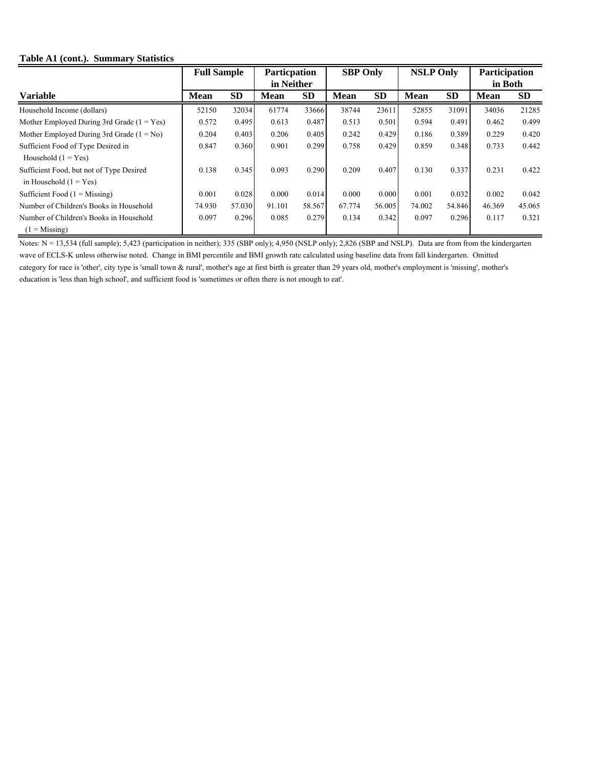**Table A1 (cont.). Summary Statistics**

| Variable | Full Sample | | Particpation in Neither | | SBP Only | | NSLP Only | | Participation in Both | |
|---|---|---|---|---|---|---|---|---|---|---|
| | Mean | SD | Mean | SD | Mean | SD | Mean | SD | Mean | SD |
| Household Income (dollars) | 52150 | 32034 | 61774 | 33666 | 38744 | 23611 | 52855 | 31091 | 34036 | 21285 |
| Mother Employed During 3rd Grade (1 = Yes) | 0.572 | 0.495 | 0.613 | 0.487 | 0.513 | 0.501 | 0.594 | 0.491 | 0.462 | 0.499 |
| Mother Employed During 3rd Grade (1 = No) | 0.204 | 0.403 | 0.206 | 0.405 | 0.242 | 0.429 | 0.186 | 0.389 | 0.229 | 0.420 |
| Sufficient Food of Type Desired in Household (1 = Yes) | 0.847 | 0.360 | 0.901 | 0.299 | 0.758 | 0.429 | 0.859 | 0.348 | 0.733 | 0.442 |
| Sufficient Food, but not of Type Desired in Household (1 = Yes) | 0.138 | 0.345 | 0.093 | 0.290 | 0.209 | 0.407 | 0.130 | 0.337 | 0.231 | 0.422 |
| Sufficient Food (1 = Missing) | 0.001 | 0.028 | 0.000 | 0.014 | 0.000 | 0.000 | 0.001 | 0.032 | 0.002 | 0.042 |
| Number of Children's Books in Household | 74.930 | 57.030 | 91.101 | 58.567 | 67.774 | 56.005 | 74.002 | 54.846 | 46.369 | 45.065 |
| Number of Children's Books in Household (1 = Missing) | 0.097 | 0.296 | 0.085 | 0.279 | 0.134 | 0.342 | 0.097 | 0.296 | 0.117 | 0.321 |

Notes: N = 13,534 (full sample); 5,423 (participation in neither); 335 (SBP only); 4,950 (NSLP only); 2,826 (SBP and NSLP). Data are from from the kindergarten wave of ECLS-K unless otherwise noted. Change in BMI percentile and BMI growth rate calculated using baseline data from fall kindergarten. Omitted category for race is 'other', city type is 'small town & rural', mother's age at first birth is greater than 29 years old, mother's employment is 'missing', mother's education is 'less than high school', and sufficient food is 'sometimes or often there is not enough to eat'.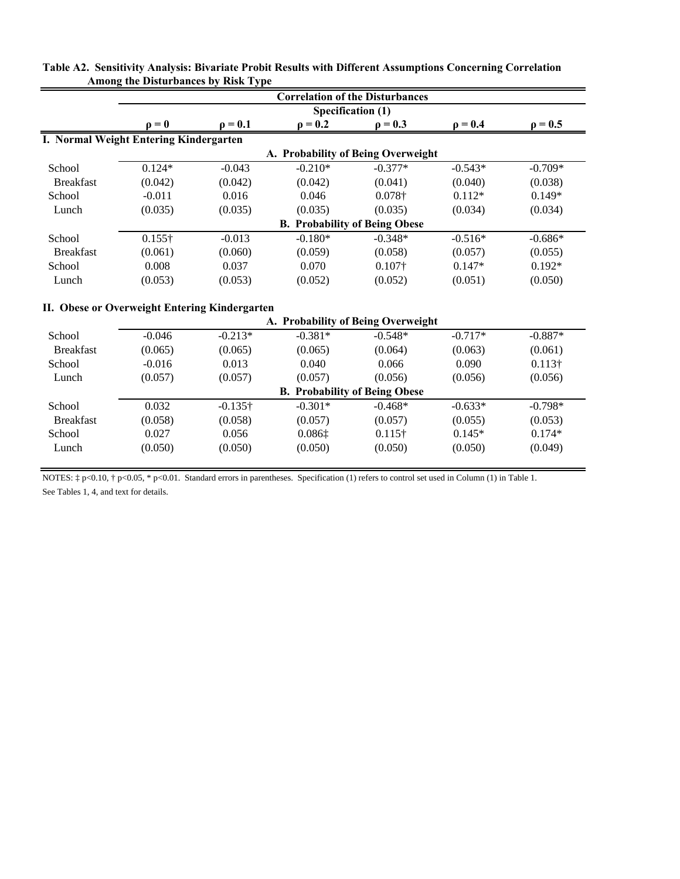**Table A2. Sensitivity Analysis: Bivariate Probit Results with Different Assumptions Concerning Correlation Among the Disturbances by Risk Type**

| | Correlation of the Disturbances | | | | | |
|---|---|---|---|---|---|---|
| | Specification (1) | | | | | |
| | ρ = 0 | ρ = 0.1 | ρ = 0.2 | ρ = 0.3 | ρ = 0.4 | ρ = 0.5 |
| **I. Normal Weight Entering Kindergarten** | | | | | | |
| | **A. Probability of Being Overweight** | | | | | |
| School | 0.124* | -0.043 | -0.210* | -0.377* | -0.543* | -0.709* |
| Breakfast | (0.042) | (0.042) | (0.042) | (0.041) | (0.040) | (0.038) |
| School | -0.011 | 0.016 | 0.046 | 0.078† | 0.112* | 0.149* |
| Lunch | (0.035) | (0.035) | (0.035) | (0.035) | (0.034) | (0.034) |
| | **B. Probability of Being Obese** | | | | | |
| School | 0.155† | -0.013 | -0.180* | -0.348* | -0.516* | -0.686* |
| Breakfast | (0.061) | (0.060) | (0.059) | (0.058) | (0.057) | (0.055) |
| School | 0.008 | 0.037 | 0.070 | 0.107† | 0.147* | 0.192* |
| Lunch | (0.053) | (0.053) | (0.052) | (0.052) | (0.051) | (0.050) |
| **II. Obese or Overweight Entering Kindergarten** | | | | | | |
| | **A. Probability of Being Overweight** | | | | | |
| School | -0.046 | -0.213* | -0.381* | -0.548* | -0.717* | -0.887* |
| Breakfast | (0.065) | (0.065) | (0.065) | (0.064) | (0.063) | (0.061) |
| School | -0.016 | 0.013 | 0.040 | 0.066 | 0.090 | 0.113† |
| Lunch | (0.057) | (0.057) | (0.057) | (0.056) | (0.056) | (0.056) |
| | **B. Probability of Being Obese** | | | | | |
| School | 0.032 | -0.135† | -0.301* | -0.468* | -0.633* | -0.798* |
| Breakfast | (0.058) | (0.058) | (0.057) | (0.057) | (0.055) | (0.053) |
| School | 0.027 | 0.056 | 0.086‡ | 0.115† | 0.145* | 0.174* |
| Lunch | (0.050) | (0.050) | (0.050) | (0.050) | (0.050) | (0.049) |

NOTES: ‡ $p<0.10$, † $p<0.05$, * $p<0.01$. Standard errors in parentheses. Specification (1) refers to control set used in Column (1) in Table 1. See Tables 1, 4, and text for details.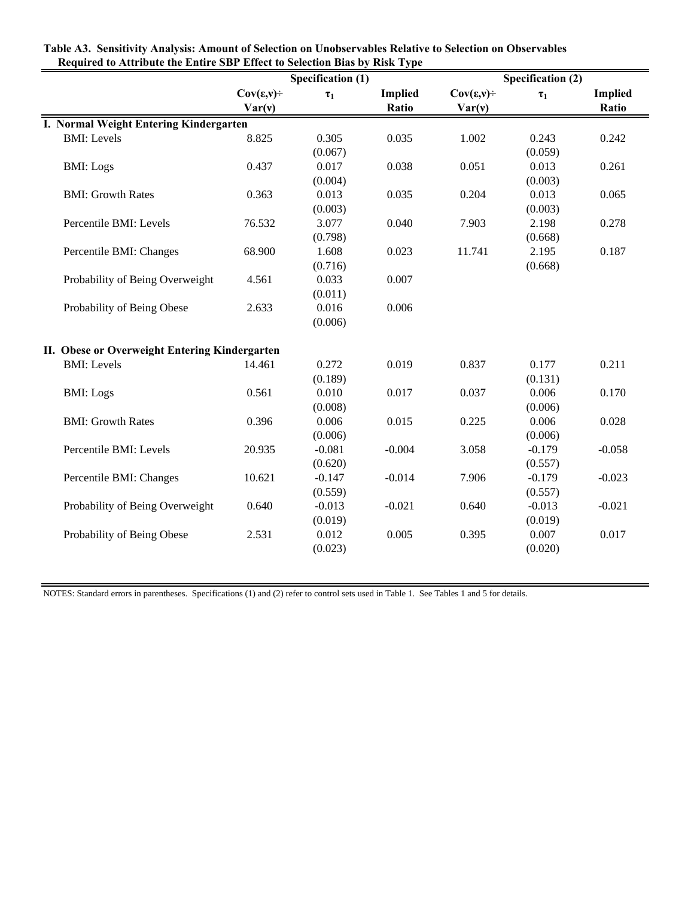**Table A3. Sensitivity Analysis: Amount of Selection on Unobservables Relative to Selection on Observables Required to Attribute the Entire SBP Effect to Selection Bias by Risk Type**

| | Specification (1) | | | Specification (2) | | |
|---|---|---|---|---|---|---|
| | $Cov(\varepsilon,\nu) \div Var(\nu)$ | $\tau_1$ | Implied Ratio | $Cov(\varepsilon,\nu) \div Var(\nu)$ | $\tau_1$ | Implied Ratio |
| **I. Normal Weight Entering Kindergarten** | | | | | | |
| BMI: Levels | 8.825 | 0.305 | 0.035 | 1.002 | 0.243 | 0.242 |
| | | (0.067) | | | (0.059) | |
| BMI: Logs | 0.437 | 0.017 | 0.038 | 0.051 | 0.013 | 0.261 |
| | | (0.004) | | | (0.003) | |
| BMI: Growth Rates | 0.363 | 0.013 | 0.035 | 0.204 | 0.013 | 0.065 |
| | | (0.003) | | | (0.003) | |
| Percentile BMI: Levels | 76.532 | 3.077 | 0.040 | 7.903 | 2.198 | 0.278 |
| | | (0.798) | | | (0.668) | |
| Percentile BMI: Changes | 68.900 | 1.608 | 0.023 | 11.741 | 2.195 | 0.187 |
| | | (0.716) | | | (0.668) | |
| Probability of Being Overweight | 4.561 | 0.033 | 0.007 | | | |
| | | (0.011) | | | | |
| Probability of Being Obese | 2.633 | 0.016 | 0.006 | | | |
| | | (0.006) | | | | |
| **II. Obese or Overweight Entering Kindergarten** | | | | | | |
| BMI: Levels | 14.461 | 0.272 | 0.019 | 0.837 | 0.177 | 0.211 |
| | | (0.189) | | | (0.131) | |
| BMI: Logs | 0.561 | 0.010 | 0.017 | 0.037 | 0.006 | 0.170 |
| | | (0.008) | | | (0.006) | |
| BMI: Growth Rates | 0.396 | 0.006 | 0.015 | 0.225 | 0.006 | 0.028 |
| | | (0.006) | | | (0.006) | |
| Percentile BMI: Levels | 20.935 | -0.081 | -0.004 | 3.058 | -0.179 | -0.058 |
| | | (0.620) | | | (0.557) | |
| Percentile BMI: Changes | 10.621 | -0.147 | -0.014 | 7.906 | -0.179 | -0.023 |
| | | (0.559) | | | (0.557) | |
| Probability of Being Overweight | 0.640 | -0.013 | -0.021 | 0.640 | -0.013 | -0.021 |
| | | (0.019) | | | (0.019) | |
| Probability of Being Obese | 2.531 | 0.012 | 0.005 | 0.395 | 0.007 | 0.017 |
| | | (0.023) | | | (0.020) | |

NOTES: Standard errors in parentheses. Specifications (1) and (2) refer to control sets used in Table 1. See Tables 1 and 5 for details.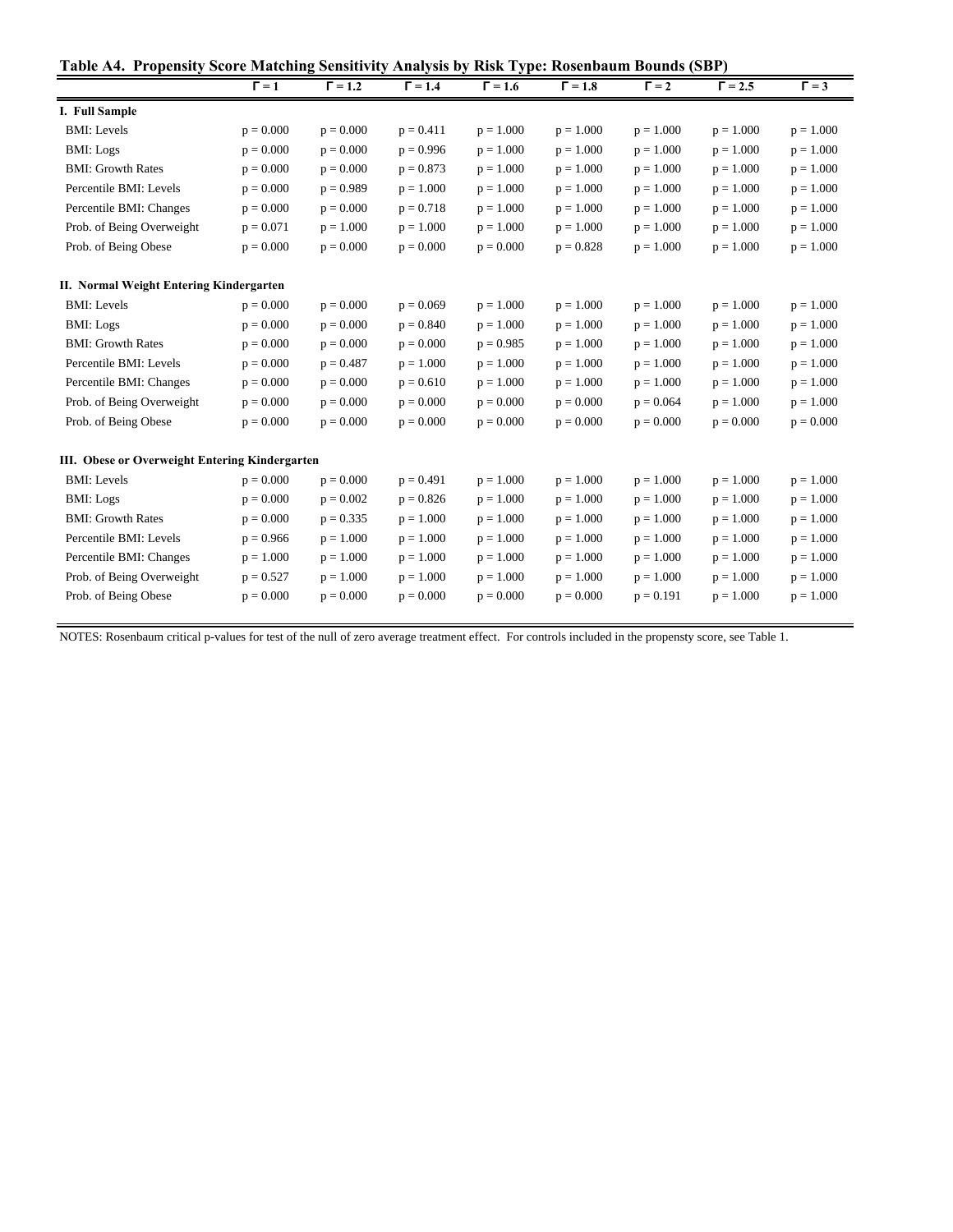**Table A4. Propensity Score Matching Sensitivity Analysis by Risk Type: Rosenbaum Bounds (SBP)**

| | $\Gamma = 1$ | $\Gamma = 1.2$ | $\Gamma = 1.4$ | $\Gamma = 1.6$ | $\Gamma = 1.8$ | $\Gamma = 2$ | $\Gamma = 2.5$ | $\Gamma = 3$ |
|---|---|---|---|---|---|---|---|---|
| **I. Full Sample** | | | | | | | | |
| BMI: Levels | p = 0.000 | p = 0.000 | p = 0.411 | p = 1.000 | p = 1.000 | p = 1.000 | p = 1.000 | p = 1.000 |
| BMI: Logs | p = 0.000 | p = 0.000 | p = 0.996 | p = 1.000 | p = 1.000 | p = 1.000 | p = 1.000 | p = 1.000 |
| BMI: Growth Rates | p = 0.000 | p = 0.000 | p = 0.873 | p = 1.000 | p = 1.000 | p = 1.000 | p = 1.000 | p = 1.000 |
| Percentile BMI: Levels | p = 0.000 | p = 0.989 | p = 1.000 | p = 1.000 | p = 1.000 | p = 1.000 | p = 1.000 | p = 1.000 |
| Percentile BMI: Changes | p = 0.000 | p = 0.000 | p = 0.718 | p = 1.000 | p = 1.000 | p = 1.000 | p = 1.000 | p = 1.000 |
| Prob. of Being Overweight | p = 0.071 | p = 1.000 | p = 1.000 | p = 1.000 | p = 1.000 | p = 1.000 | p = 1.000 | p = 1.000 |
| Prob. of Being Obese | p = 0.000 | p = 0.000 | p = 0.000 | p = 0.000 | p = 0.828 | p = 1.000 | p = 1.000 | p = 1.000 |
| **II. Normal Weight Entering Kindergarten** | | | | | | | | |
| BMI: Levels | p = 0.000 | p = 0.000 | p = 0.069 | p = 1.000 | p = 1.000 | p = 1.000 | p = 1.000 | p = 1.000 |
| BMI: Logs | p = 0.000 | p = 0.000 | p = 0.840 | p = 1.000 | p = 1.000 | p = 1.000 | p = 1.000 | p = 1.000 |
| BMI: Growth Rates | p = 0.000 | p = 0.000 | p = 0.000 | p = 0.985 | p = 1.000 | p = 1.000 | p = 1.000 | p = 1.000 |
| Percentile BMI: Levels | p = 0.000 | p = 0.487 | p = 1.000 | p = 1.000 | p = 1.000 | p = 1.000 | p = 1.000 | p = 1.000 |
| Percentile BMI: Changes | p = 0.000 | p = 0.000 | p = 0.610 | p = 1.000 | p = 1.000 | p = 1.000 | p = 1.000 | p = 1.000 |
| Prob. of Being Overweight | p = 0.000 | p = 0.000 | p = 0.000 | p = 0.000 | p = 0.000 | p = 0.064 | p = 1.000 | p = 1.000 |
| Prob. of Being Obese | p = 0.000 | p = 0.000 | p = 0.000 | p = 0.000 | p = 0.000 | p = 0.000 | p = 0.000 | p = 0.000 |
| **III. Obese or Overweight Entering Kindergarten** | | | | | | | | |
| BMI: Levels | p = 0.000 | p = 0.000 | p = 0.491 | p = 1.000 | p = 1.000 | p = 1.000 | p = 1.000 | p = 1.000 |
| BMI: Logs | p = 0.000 | p = 0.002 | p = 0.826 | p = 1.000 | p = 1.000 | p = 1.000 | p = 1.000 | p = 1.000 |
| BMI: Growth Rates | p = 0.000 | p = 0.335 | p = 1.000 | p = 1.000 | p = 1.000 | p = 1.000 | p = 1.000 | p = 1.000 |
| Percentile BMI: Levels | p = 0.966 | p = 1.000 | p = 1.000 | p = 1.000 | p = 1.000 | p = 1.000 | p = 1.000 | p = 1.000 |
| Percentile BMI: Changes | p = 1.000 | p = 1.000 | p = 1.000 | p = 1.000 | p = 1.000 | p = 1.000 | p = 1.000 | p = 1.000 |
| Prob. of Being Overweight | p = 0.527 | p = 1.000 | p = 1.000 | p = 1.000 | p = 1.000 | p = 1.000 | p = 1.000 | p = 1.000 |
| Prob. of Being Obese | p = 0.000 | p = 0.000 | p = 0.000 | p = 0.000 | p = 0.000 | p = 0.191 | p = 1.000 | p = 1.000 |

NOTES: Rosenbaum critical p-values for test of the null of zero average treatment effect. For controls included in the propensty score, see Table 1.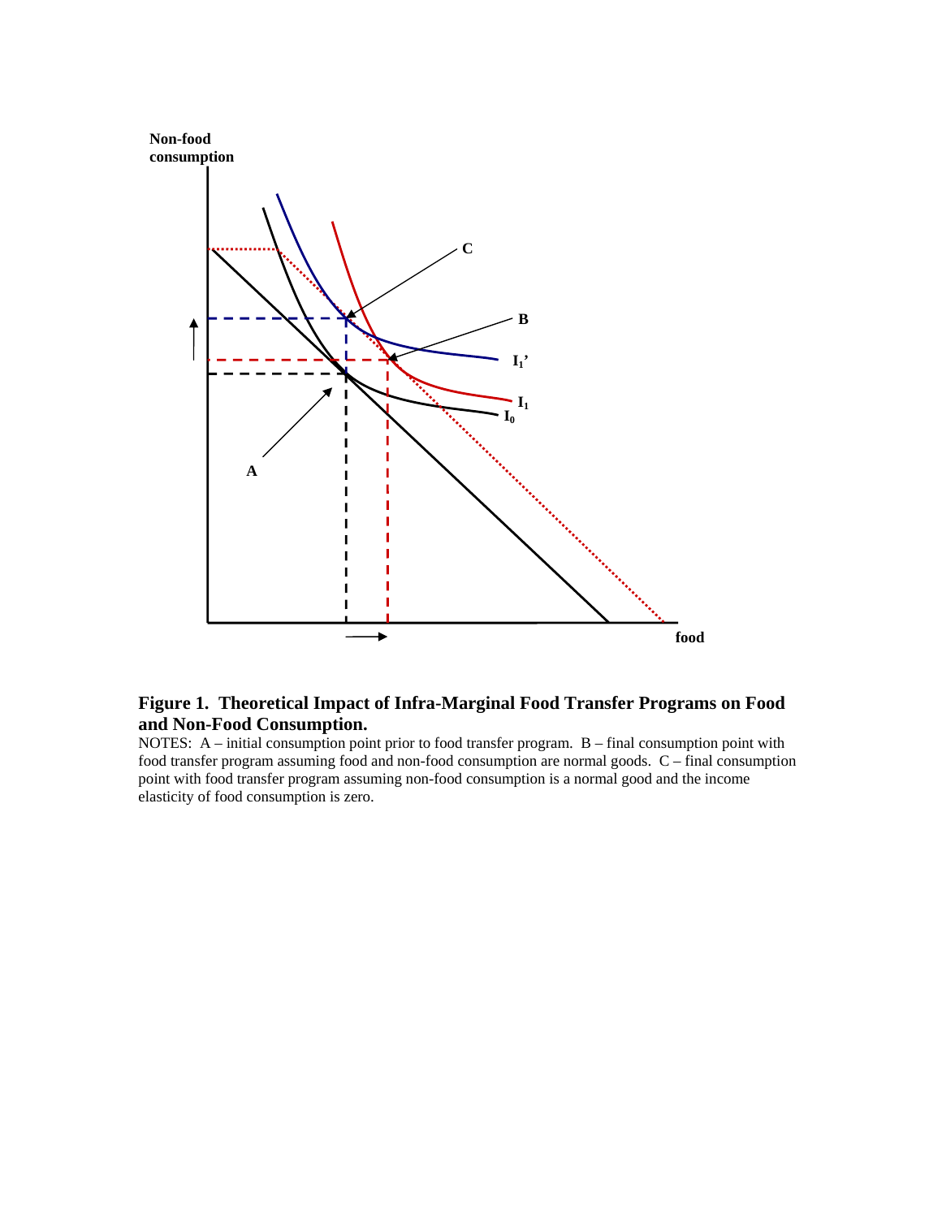**Figure 1. Theoretical Impact of Infra-Marginal Food Transfer Programs on Food and Non-Food Consumption.**

NOTES: A – initial consumption point prior to food transfer program. B – final consumption point with food transfer program assuming food and non-food consumption are normal goods. C – final consumption point with food transfer program assuming non-food consumption is a normal good and the income elasticity of food consumption is zero.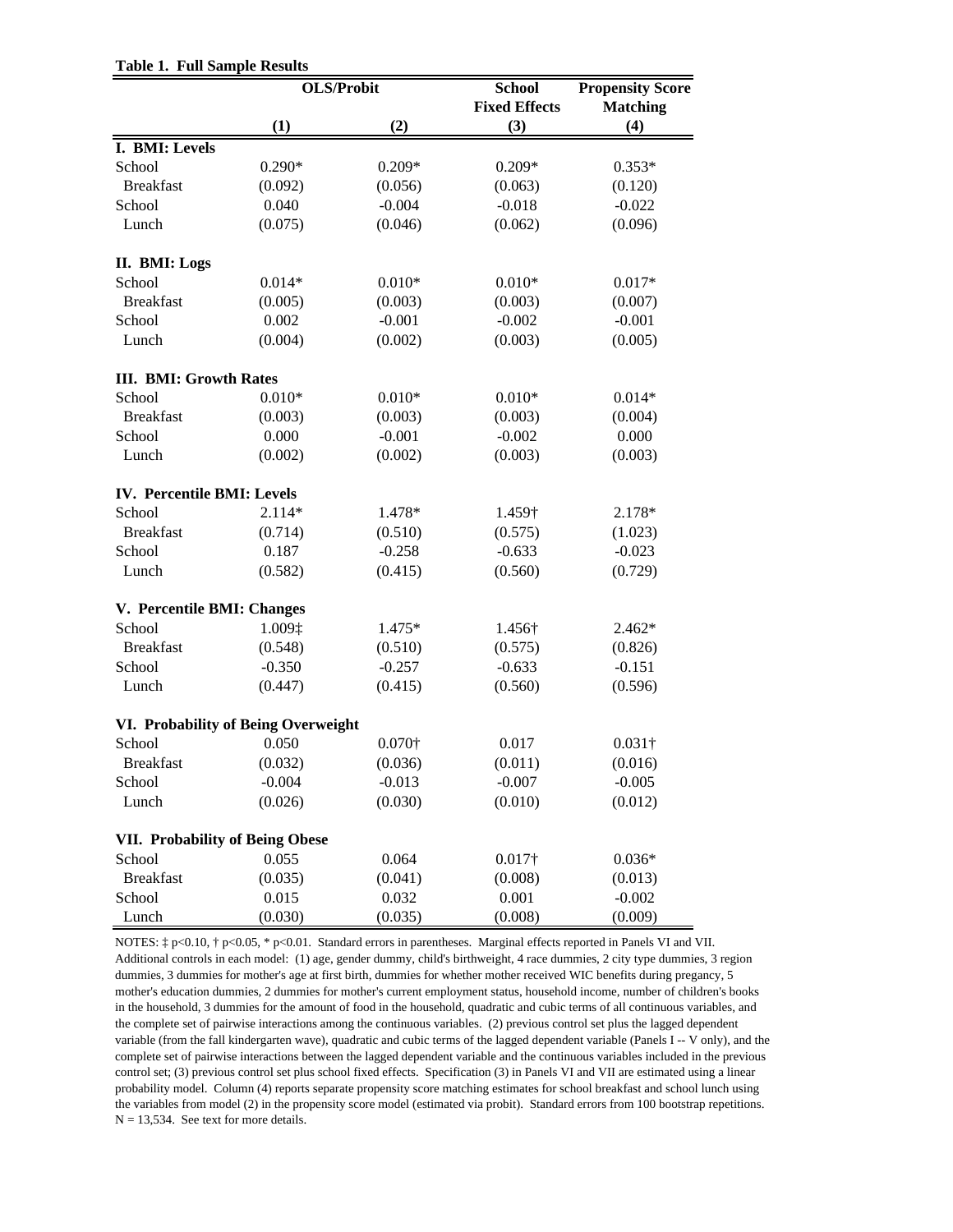**Table 1. Full Sample Results**

| | OLS/Probit | | School Fixed Effects | Propensity Score Matching |
|---|---|---|---|---|
| | (1) | (2) | (3) | (4) |
| **I. BMI: Levels** | | | | |
| School | 0.290* | 0.209* | 0.209* | 0.353* |
| Breakfast | (0.092) | (0.056) | (0.063) | (0.120) |
| School | 0.040 | -0.004 | -0.018 | -0.022 |
| Lunch | (0.075) | (0.046) | (0.062) | (0.096) |
| **II. BMI: Logs** | | | | |
| School | 0.014* | 0.010* | 0.010* | 0.017* |
| Breakfast | (0.005) | (0.003) | (0.003) | (0.007) |
| School | 0.002 | -0.001 | -0.002 | -0.001 |
| Lunch | (0.004) | (0.002) | (0.003) | (0.005) |
| **III. BMI: Growth Rates** | | | | |
| School | 0.010* | 0.010* | 0.010* | 0.014* |
| Breakfast | (0.003) | (0.003) | (0.003) | (0.004) |
| School | 0.000 | -0.001 | -0.002 | 0.000 |
| Lunch | (0.002) | (0.002) | (0.003) | (0.003) |
| **IV. Percentile BMI: Levels** | | | | |
| School | 2.114* | 1.478* | 1.459† | 2.178* |
| Breakfast | (0.714) | (0.510) | (0.575) | (1.023) |
| School | 0.187 | -0.258 | -0.633 | -0.023 |
| Lunch | (0.582) | (0.415) | (0.560) | (0.729) |
| **V. Percentile BMI: Changes** | | | | |
| School | 1.009‡ | 1.475* | 1.456† | 2.462* |
| Breakfast | (0.548) | (0.510) | (0.575) | (0.826) |
| School | -0.350 | -0.257 | -0.633 | -0.151 |
| Lunch | (0.447) | (0.415) | (0.560) | (0.596) |
| **VI. Probability of Being Overweight** | | | | |
| School | 0.050 | 0.070† | 0.017 | 0.031† |
| Breakfast | (0.032) | (0.036) | (0.011) | (0.016) |
| School | -0.004 | -0.013 | -0.007 | -0.005 |
| Lunch | (0.026) | (0.030) | (0.010) | (0.012) |
| **VII. Probability of Being Obese** | | | | |
| School | 0.055 | 0.064 | 0.017† | 0.036* |
| Breakfast | (0.035) | (0.041) | (0.008) | (0.013) |
| School | 0.015 | 0.032 | 0.001 | -0.002 |
| Lunch | (0.030) | (0.035) | (0.008) | (0.009) |

NOTES: ‡ $p<0.10$, † $p<0.05$, * $p<0.01$. Standard errors in parentheses. Marginal effects reported in Panels VI and VII. Additional controls in each model: (1) age, gender dummy, child's birthweight, 4 race dummies, 2 city type dummies, 3 region dummies, 3 dummies for mother's age at first birth, dummies for whether mother received WIC benefits during pregancy, 5 mother's education dummies, 2 dummies for mother's current employment status, household income, number of children's books in the household, 3 dummies for the amount of food in the household, quadratic and cubic terms of all continuous variables, and the complete set of pairwise interactions among the continuous variables. (2) previous control set plus the lagged dependent variable (from the fall kindergarten wave), quadratic and cubic terms of the lagged dependent variable (Panels I -- V only), and the complete set of pairwise interactions between the lagged dependent variable and the continuous variables included in the previous control set; (3) previous control set plus school fixed effects. Specification (3) in Panels VI and VII are estimated using a linear probability model. Column (4) reports separate propensity score matching estimates for school breakfast and school lunch using the variables from model (2) in the propensity score model (estimated via probit). Standard errors from 100 bootstrap repetitions. N = 13,534. See text for more details.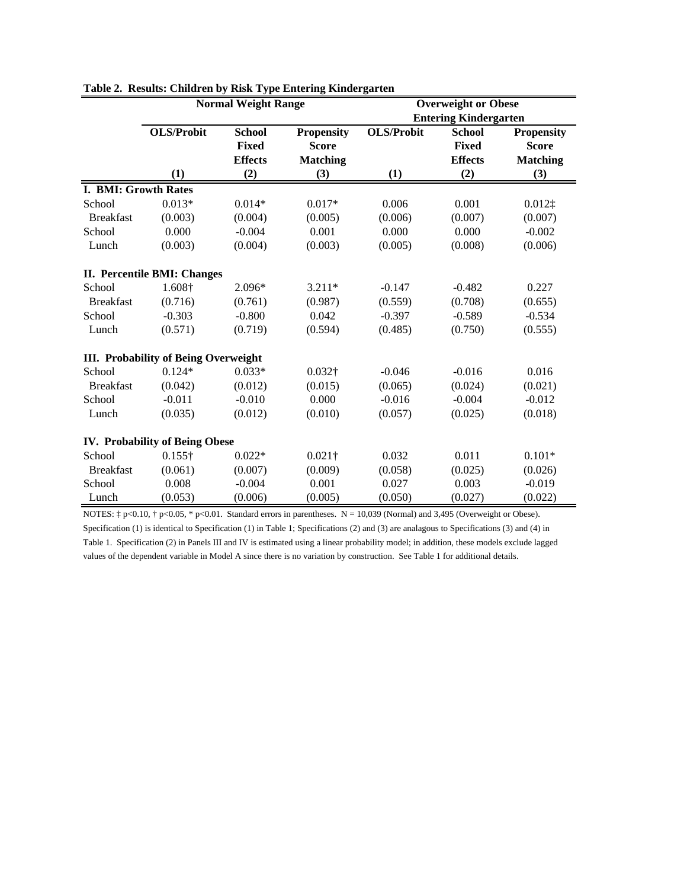**Table 2. Results: Children by Risk Type Entering Kindergarten**

| | Normal Weight Range | | | Overweight or Obese Entering Kindergarten | | |
|---|---|---|---|---|---|---|
| | OLS/Probit | School Fixed Effects | Propensity Score Matching | OLS/Probit | School Fixed Effects | Propensity Score Matching |
| | (1) | (2) | (3) | (1) | (2) | (3) |
| **I. BMI: Growth Rates** | | | | | | |
| School | 0.013* | 0.014* | 0.017* | 0.006 | 0.001 | 0.012‡ |
| Breakfast | (0.003) | (0.004) | (0.005) | (0.006) | (0.007) | (0.007) |
| School | 0.000 | -0.004 | 0.001 | 0.000 | 0.000 | -0.002 |
| Lunch | (0.003) | (0.004) | (0.003) | (0.005) | (0.008) | (0.006) |
| **II. Percentile BMI: Changes** | | | | | | |
| School | 1.608† | 2.096* | 3.211* | -0.147 | -0.482 | 0.227 |
| Breakfast | (0.716) | (0.761) | (0.987) | (0.559) | (0.708) | (0.655) |
| School | -0.303 | -0.800 | 0.042 | -0.397 | -0.589 | -0.534 |
| Lunch | (0.571) | (0.719) | (0.594) | (0.485) | (0.750) | (0.555) |
| **III. Probability of Being Overweight** | | | | | | |
| School | 0.124* | 0.033* | 0.032† | -0.046 | -0.016 | 0.016 |
| Breakfast | (0.042) | (0.012) | (0.015) | (0.065) | (0.024) | (0.021) |
| School | -0.011 | -0.010 | 0.000 | -0.016 | -0.004 | -0.012 |
| Lunch | (0.035) | (0.012) | (0.010) | (0.057) | (0.025) | (0.018) |
| **IV. Probability of Being Obese** | | | | | | |
| School | 0.155† | 0.022* | 0.021† | 0.032 | 0.011 | 0.101* |
| Breakfast | (0.061) | (0.007) | (0.009) | (0.058) | (0.025) | (0.026) |
| School | 0.008 | -0.004 | 0.001 | 0.027 | 0.003 | -0.019 |
| Lunch | (0.053) | (0.006) | (0.005) | (0.050) | (0.027) | (0.022) |

NOTES: ‡ $p<0.10$, † $p<0.05$, * $p<0.01$. Standard errors in parentheses. N = 10,039 (Normal) and 3,495 (Overweight or Obese). Specification (1) is identical to Specification (1) in Table 1; Specifications (2) and (3) are analagous to Specifications (3) and (4) in Table 1. Specification (2) in Panels III and IV is estimated using a linear probability model; in addition, these models exclude lagged values of the dependent variable in Model A since there is no variation by construction. See Table 1 for additional details.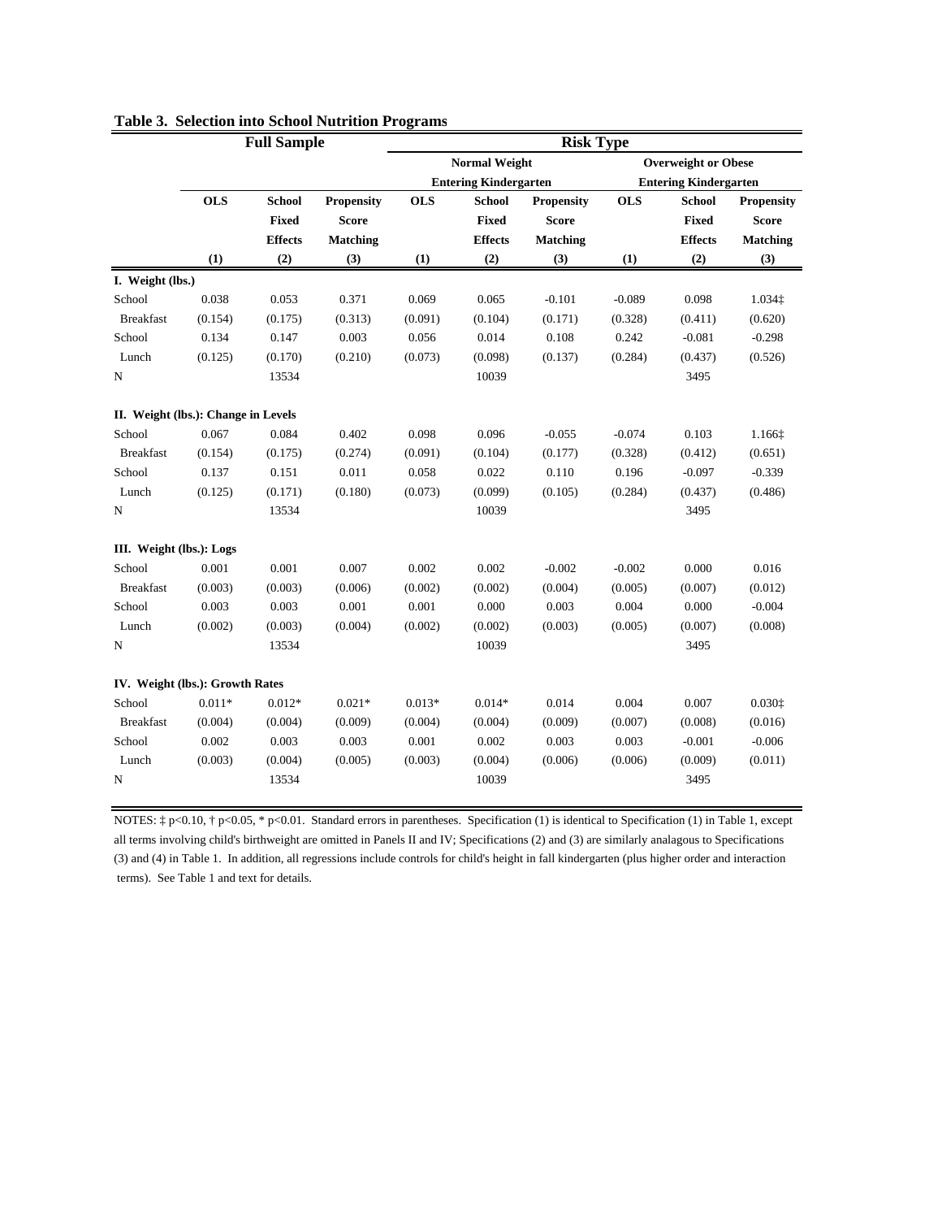**Table 3. Selection into School Nutrition Programs**

| | Full Sample | | | Risk Type | | | | | |
|---|---|---|---|---|---|---|---|---|---|
| | | | | Normal Weight Entering Kindergarten | | | Overweight or Obese Entering Kindergarten | | |
| | OLS | School Fixed Effects | Propensity Score Matching | OLS | School Fixed Effects | Propensity Score Matching | OLS | School Fixed Effects | Propensity Score Matching |
| | (1) | (2) | (3) | (1) | (2) | (3) | (1) | (2) | (3) |
| **I. Weight (lbs.)** | | | | | | | | | |
| School | 0.038 | 0.053 | 0.371 | 0.069 | 0.065 | -0.101 | -0.089 | 0.098 | 1.034‡ |
| Breakfast | (0.154) | (0.175) | (0.313) | (0.091) | (0.104) | (0.171) | (0.328) | (0.411) | (0.620) |
| School | 0.134 | 0.147 | 0.003 | 0.056 | 0.014 | 0.108 | 0.242 | -0.081 | -0.298 |
| Lunch | (0.125) | (0.170) | (0.210) | (0.073) | (0.098) | (0.137) | (0.284) | (0.437) | (0.526) |
| N | | 13534 | | | 10039 | | | 3495 | |
| **II. Weight (lbs.): Change in Levels** | | | | | | | | | |
| School | 0.067 | 0.084 | 0.402 | 0.098 | 0.096 | -0.055 | -0.074 | 0.103 | 1.166‡ |
| Breakfast | (0.154) | (0.175) | (0.274) | (0.091) | (0.104) | (0.177) | (0.328) | (0.412) | (0.651) |
| School | 0.137 | 0.151 | 0.011 | 0.058 | 0.022 | 0.110 | 0.196 | -0.097 | -0.339 |
| Lunch | (0.125) | (0.171) | (0.180) | (0.073) | (0.099) | (0.105) | (0.284) | (0.437) | (0.486) |
| N | | 13534 | | | 10039 | | | 3495 | |
| **III. Weight (lbs.): Logs** | | | | | | | | | |
| School | 0.001 | 0.001 | 0.007 | 0.002 | 0.002 | -0.002 | -0.002 | 0.000 | 0.016 |
| Breakfast | (0.003) | (0.003) | (0.006) | (0.002) | (0.002) | (0.004) | (0.005) | (0.007) | (0.012) |
| School | 0.003 | 0.003 | 0.001 | 0.001 | 0.000 | 0.003 | 0.004 | 0.000 | -0.004 |
| Lunch | (0.002) | (0.003) | (0.004) | (0.002) | (0.002) | (0.003) | (0.005) | (0.007) | (0.008) |
| N | | 13534 | | | 10039 | | | 3495 | |
| **IV. Weight (lbs.): Growth Rates** | | | | | | | | | |
| School | 0.011* | 0.012* | 0.021* | 0.013* | 0.014* | 0.014 | 0.004 | 0.007 | 0.030‡ |
| Breakfast | (0.004) | (0.004) | (0.009) | (0.004) | (0.004) | (0.009) | (0.007) | (0.008) | (0.016) |
| School | 0.002 | 0.003 | 0.003 | 0.001 | 0.002 | 0.003 | 0.003 | -0.001 | -0.006 |
| Lunch | (0.003) | (0.004) | (0.005) | (0.003) | (0.004) | (0.006) | (0.006) | (0.009) | (0.011) |
| N | | 13534 | | | 10039 | | | 3495 | |

NOTES: ‡ p<0.10, † p<0.05, * p<0.01. Standard errors in parentheses. Specification (1) is identical to Specification (1) in Table 1, except all terms involving child's birthweight are omitted in Panels II and IV; Specifications (2) and (3) are similarly analagous to Specifications (3) and (4) in Table 1. In addition, all regressions include controls for child's height in fall kindergarten (plus higher order and interaction terms). See Table 1 and text for details.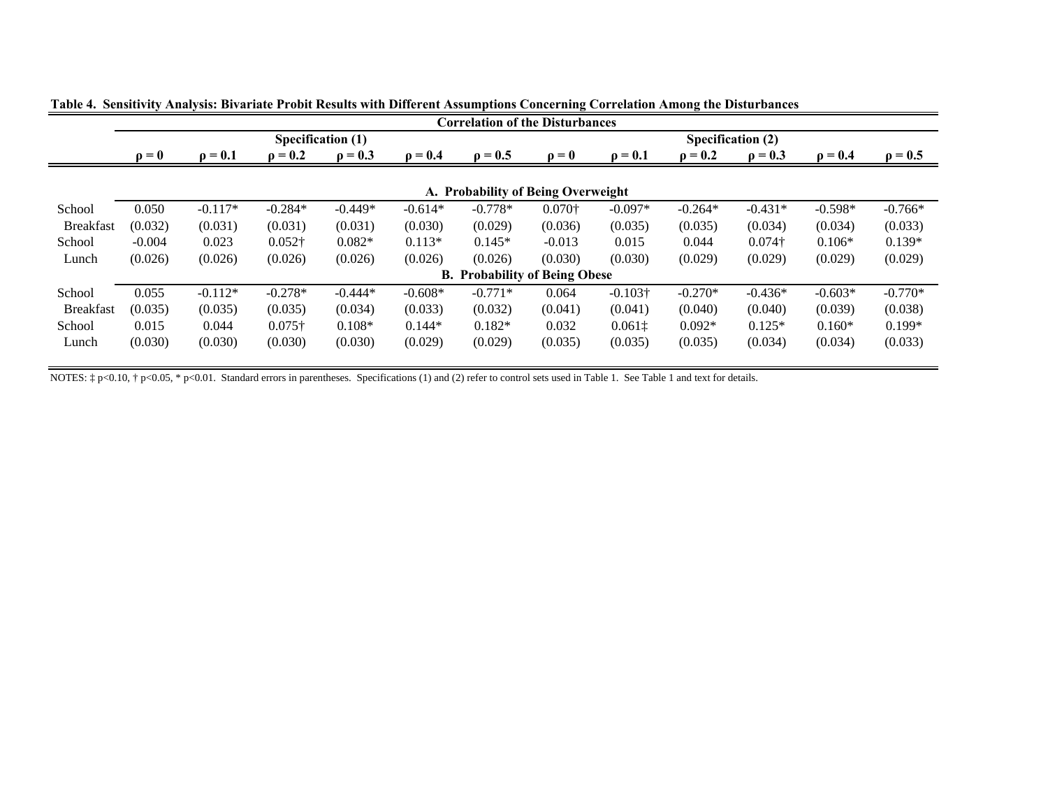**Table 4. Sensitivity Analysis: Bivariate Probit Results with Different Assumptions Concerning Correlation Among the Disturbances**

| | Correlation of the Disturbances | | | | | | | | | | | |
|---|---|---|---|---|---|---|---|---|---|---|---|---|
| | Specification (1) | | | | | | Specification (2) | | | | | |
| | ρ = 0 | ρ = 0.1 | ρ = 0.2 | ρ = 0.3 | ρ = 0.4 | ρ = 0.5 | ρ = 0 | ρ = 0.1 | ρ = 0.2 | ρ = 0.3 | ρ = 0.4 | ρ = 0.5 |
| **A. Probability of Being Overweight** | | | | | | | | | | | | |
| School Breakfast | 0.050 | -0.117* | -0.284* | -0.449* | -0.614* | -0.778* | 0.070† | -0.097* | -0.264* | -0.431* | -0.598* | -0.766* |
| | (0.032) | (0.031) | (0.031) | (0.031) | (0.030) | (0.029) | (0.036) | (0.035) | (0.035) | (0.034) | (0.034) | (0.033) |
| School Lunch | -0.004 | 0.023 | 0.052† | 0.082* | 0.113* | 0.145* | -0.013 | 0.015 | 0.044 | 0.074† | 0.106* | 0.139* |
| | (0.026) | (0.026) | (0.026) | (0.026) | (0.026) | (0.026) | (0.030) | (0.030) | (0.029) | (0.029) | (0.029) | (0.029) |
| **B. Probability of Being Obese** | | | | | | | | | | | | |
| School Breakfast | 0.055 | -0.112* | -0.278* | -0.444* | -0.608* | -0.771* | 0.064 | -0.103† | -0.270* | -0.436* | -0.603* | -0.770* |
| | (0.035) | (0.035) | (0.035) | (0.034) | (0.033) | (0.032) | (0.041) | (0.041) | (0.040) | (0.040) | (0.039) | (0.038) |
| School Lunch | 0.015 | 0.044 | 0.075† | 0.108* | 0.144* | 0.182* | 0.032 | 0.061‡ | 0.092* | 0.125* | 0.160* | 0.199* |
| | (0.030) | (0.030) | (0.030) | (0.030) | (0.029) | (0.029) | (0.035) | (0.035) | (0.035) | (0.034) | (0.034) | (0.033) |

NOTES: ‡ p<0.10, † p<0.05, * p<0.01. Standard errors in parentheses. Specifications (1) and (2) refer to control sets used in Table 1. See Table 1 and text for details.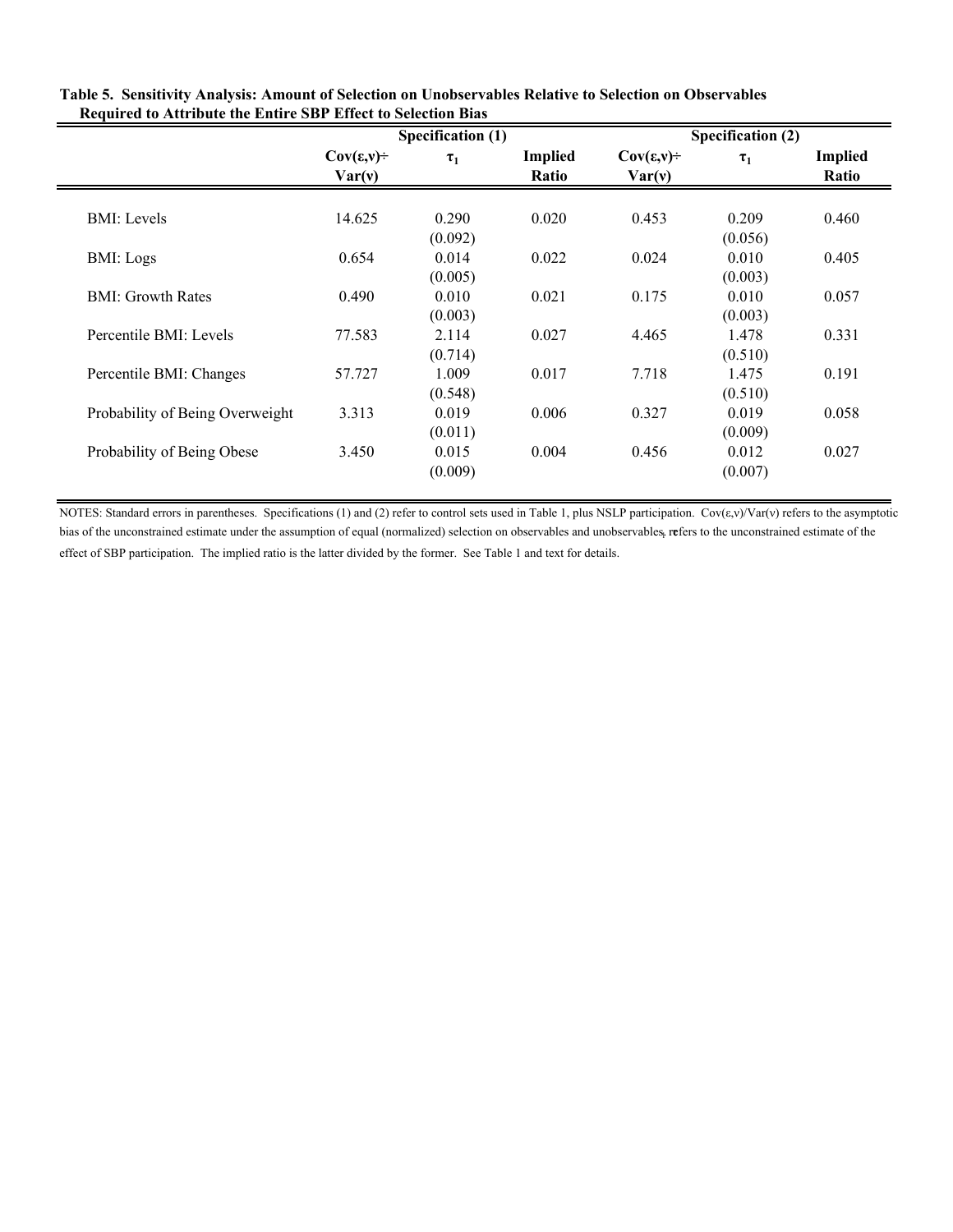**Table 5. Sensitivity Analysis: Amount of Selection on Unobservables Relative to Selection on Observables Required to Attribute the Entire SBP Effect to Selection Bias**

| | Specification (1) | | | Specification (2) | | |
|---|---|---|---|---|---|---|
| | Cov(ε,ν)÷ Var(ν) | $\tau_1$ | Implied Ratio | Cov(ε,ν)÷ Var(ν) | $\tau_1$ | Implied Ratio |
| BMI: Levels | 14.625 | 0.290 | 0.020 | 0.453 | 0.209 | 0.460 |
| | | (0.092) | | | (0.056) | |
| BMI: Logs | 0.654 | 0.014 | 0.022 | 0.024 | 0.010 | 0.405 |
| | | (0.005) | | | (0.003) | |
| BMI: Growth Rates | 0.490 | 0.010 | 0.021 | 0.175 | 0.010 | 0.057 |
| | | (0.003) | | | (0.003) | |
| Percentile BMI: Levels | 77.583 | 2.114 | 0.027 | 4.465 | 1.478 | 0.331 |
| | | (0.714) | | | (0.510) | |
| Percentile BMI: Changes | 57.727 | 1.009 | 0.017 | 7.718 | 1.475 | 0.191 |
| | | (0.548) | | | (0.510) | |
| Probability of Being Overweight | 3.313 | 0.019 | 0.006 | 0.327 | 0.019 | 0.058 |
| | | (0.011) | | | (0.009) | |
| Probability of Being Obese | 3.450 | 0.015 | 0.004 | 0.456 | 0.012 | 0.027 |
| | | (0.009) | | | (0.007) | |

NOTES: Standard errors in parentheses. Specifications (1) and (2) refer to control sets used in Table 1, plus NSLP participation. Cov(ε,ν)/Var(ν) refers to the asymptotic bias of the unconstrained estimate under the assumption of equal (normalized) selection on observables and unobservables, $\tau_1$ refers to the unconstrained estimate of the effect of SBP participation. The implied ratio is the latter divided by the former. See Table 1 and text for details.